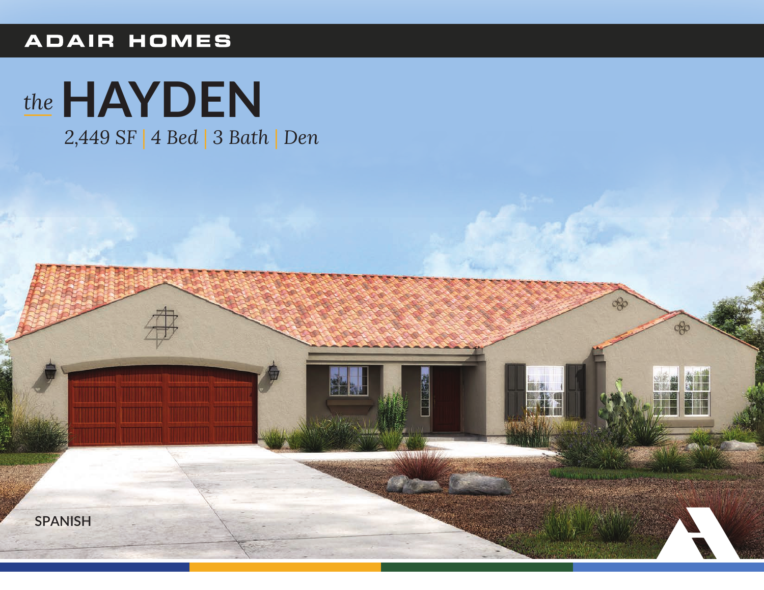ADAIR HOMES

# *the* HAYDEN

*2,449 SF | 4 Bed | 3 Bath | Den*

SPANISH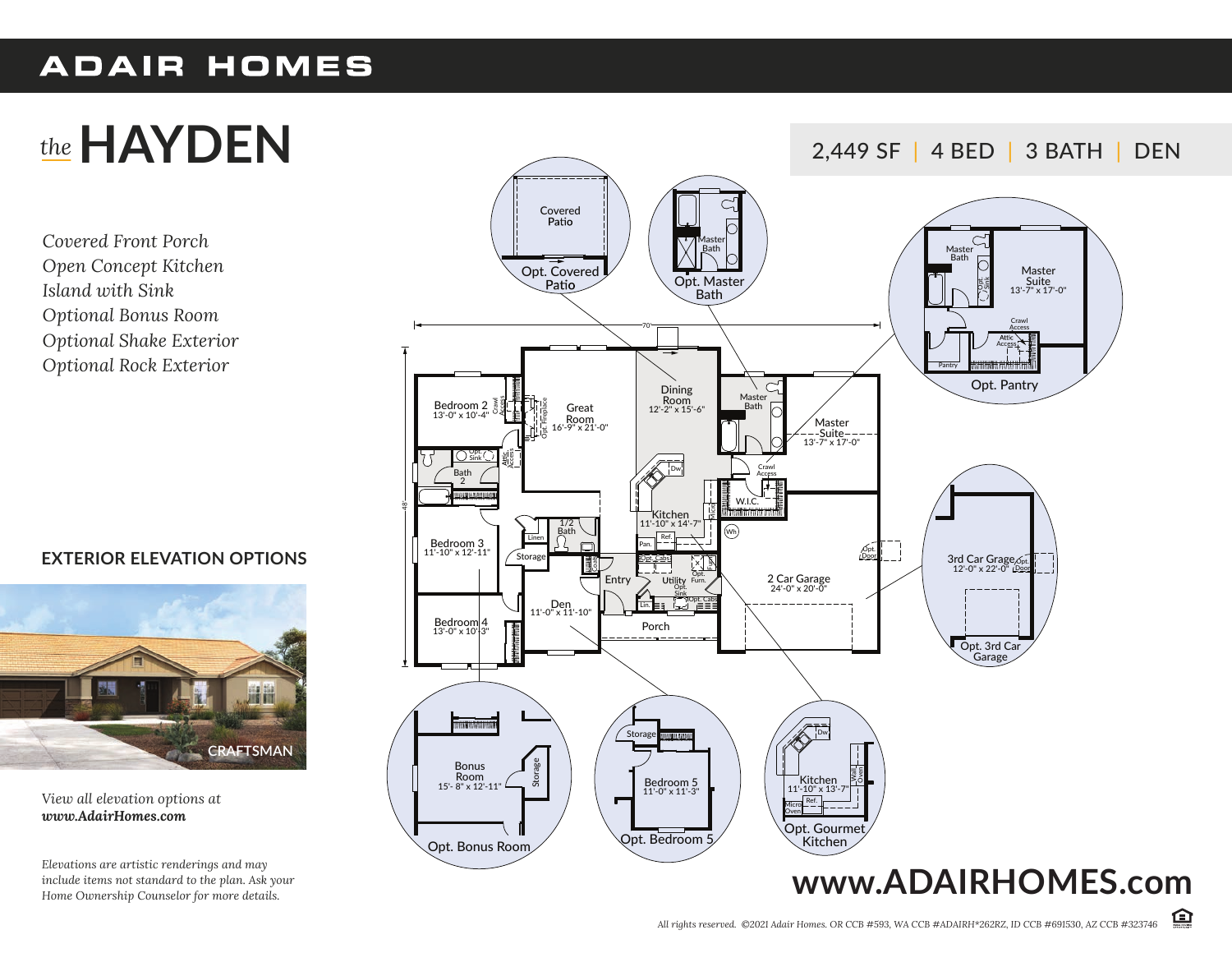# the HAYDEN

2,449 SF | 4 BED | 3 BATH | DEN

*Covered Front Porch*
*Open Concept Kitchen*
*Island with Sink*
*Optional Bonus Room*
*Optional Shake Exterior*
*Optional Rock Exterior*

## EXTERIOR ELEVATION OPTIONS

CRAFTSMAN

*View all elevation options at*
***www.AdairHomes.com***

*Elevations are artistic renderings and may include items not standard to the plan. Ask your Home Ownership Counselor for more details.*

Covered Patio
Opt. Covered Patio

Master Bath
Opt. Master Bath

Master Bath
Master Suite 13'-7" x 17'-0"
Crawl Access
Attic Access
Pantry
Opt. Pantry

70'
48'

Bedroom 2 13'-0" x 10'-4"
Great Room 16'-9" x 21'-0"
Opt. Fireplace
Dining Room 12'-2" x 15'-6"
Master Bath
Master Suite 13'-7" x 17'-0"
Bath 2
Opt. Sink
Attic Access
Crawl Access
Kitchen 11'-10" x 14'-7"
W.I.C.
Bedroom 3 11'-10" x 12'-11"
1/2 Bath
Linen
Storage
Pan.
Ref.
Opt. Cabs
Utility
Opt. Sink
Opt. Furn.
Opt. Door
2 Car Garage 24'-0" x 20'-0"
Entry
Den 11'-0" x 11'-10"
Bedroom 4 13'-0" x 10'-3"
Porch

3rd Car Grage 12'-0" x 22'-0"
Opt. Door
Opt. 3rd Car Garage

Bonus Room 15'- 8" x 12'-11"
Storage
Opt. Bonus Room

Storage
Bedroom 5 11'-0" x 11'-3"
Opt. Bedroom 5

Kitchen 11'-10" x 13'-7"
Wall Oven
Ref.
Micro Oven
Opt. Gourmet Kitchen

**www.ADAIRHOMES.com**

*All rights reserved. ©2021 Adair Homes. OR CCB #593, WA CCB #ADAIRH*262RZ, ID CCB #691530, AZ CCB #323746*